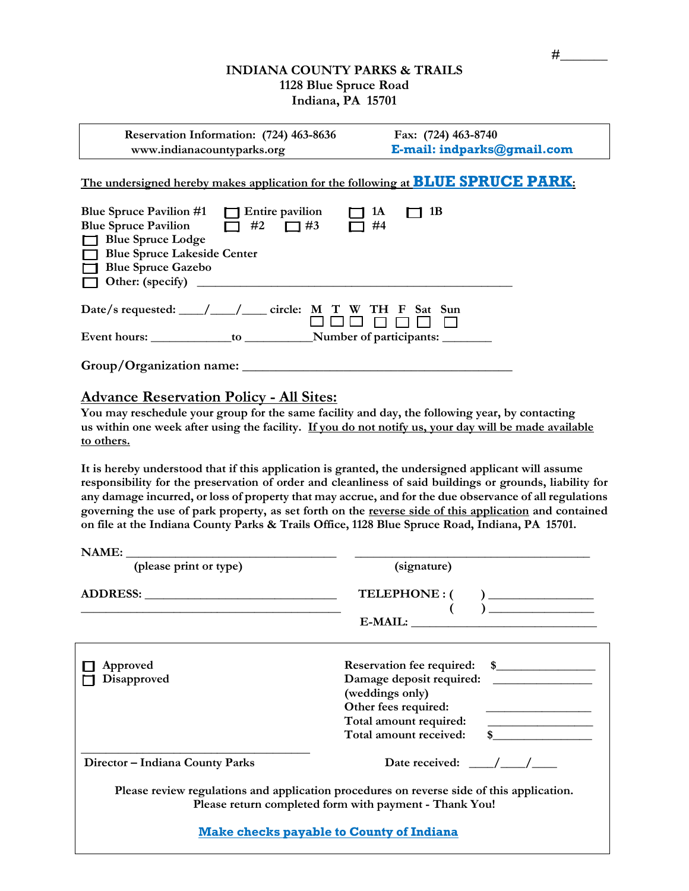#_______

# INDIANA COUNTY PARKS & TRAILS
1128 Blue Spruce Road
Indiana, PA 15701

| Reservation Information: (724) 463-8636 | Fax: (724) 463-8740 |
|---|---|
| www.indianacountyparks.org | E-mail: indparks@gmail.com |

The undersigned hereby makes application for the following at **BLUE SPRUCE PARK**:

Blue Spruce Pavilion #1 ☐ Entire pavilion ☐ 1A ☐ 1B
Blue Spruce Pavilion ☐ #2 ☐ #3 ☐ #4
☐ Blue Spruce Lodge
☐ Blue Spruce Lakeside Center
☐ Blue Spruce Gazebo
☐ Other: (specify) ______________________________________________

Date/s requested: ____/____/____ circle: M ☐ T ☐ W ☐ TH ☐ F ☐ Sat ☐ Sun ☐

Event hours: ____________ to __________ Number of participants: _______

Group/Organization name: ________________________________________

## Advance Reservation Policy - All Sites:

**You may reschedule your group for the same facility and day, the following year, by contacting us within one week after using the facility. If you do not notify us, your day will be made available to others.**

**It is hereby understood that if this application is granted, the undersigned applicant will assume responsibility for the preservation of order and cleanliness of said buildings or grounds, liability for any damage incurred, or loss of property that may accrue, and for the due observance of all regulations governing the use of park property, as set forth on the reverse side of this application and contained on file at the Indiana County Parks & Trails Office, 1128 Blue Spruce Road, Indiana, PA 15701.**

NAME: _______________________________ _________________________________
(please print or type) (signature)

ADDRESS: ____________________________ TELEPHONE : ( ) _______________
_____________________________________ ( ) _______________
E-MAIL: _____________________________

☐ Approved
☐ Disapproved

Reservation fee required: $______________
Damage deposit required: ______________
(weddings only)
Other fees required: ______________
Total amount required: ______________
Total amount received: $______________

_________________________________
Director – Indiana County Parks

Date received: ____/____/____

Please review regulations and application procedures on reverse side of this application.
Please return completed form with payment - Thank You!

**Make checks payable to County of Indiana**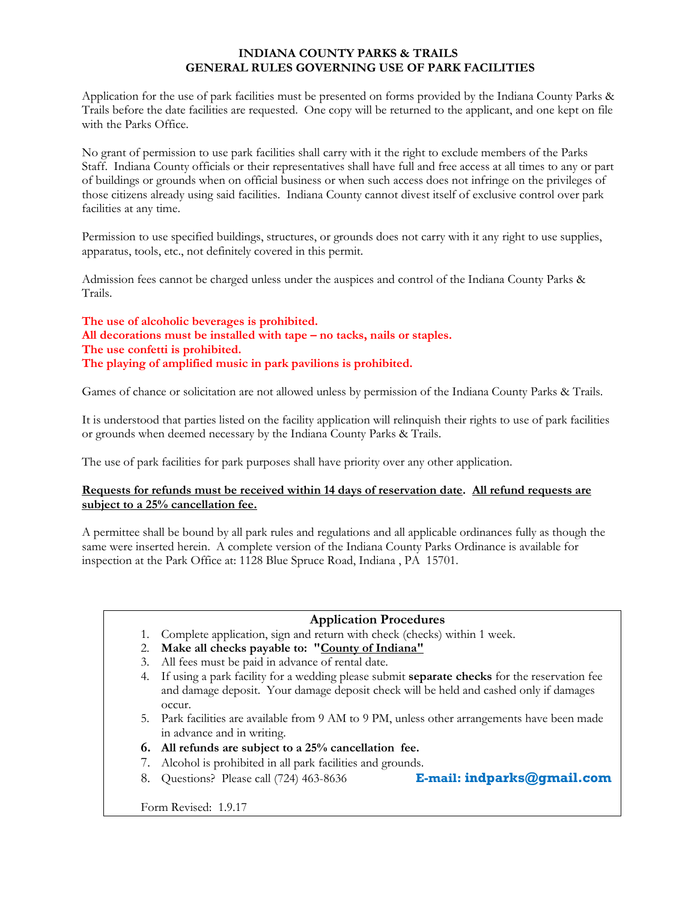# INDIANA COUNTY PARKS & TRAILS
## GENERAL RULES GOVERNING USE OF PARK FACILITIES

Application for the use of park facilities must be presented on forms provided by the Indiana County Parks & Trails before the date facilities are requested. One copy will be returned to the applicant, and one kept on file with the Parks Office.

No grant of permission to use park facilities shall carry with it the right to exclude members of the Parks Staff. Indiana County officials or their representatives shall have full and free access at all times to any or part of buildings or grounds when on official business or when such access does not infringe on the privileges of those citizens already using said facilities. Indiana County cannot divest itself of exclusive control over park facilities at any time.

Permission to use specified buildings, structures, or grounds does not carry with it any right to use supplies, apparatus, tools, etc., not definitely covered in this permit.

Admission fees cannot be charged unless under the auspices and control of the Indiana County Parks & Trails.

**The use of alcoholic beverages is prohibited.**
**All decorations must be installed with tape – no tacks, nails or staples.**
**The use confetti is prohibited.**
**The playing of amplified music in park pavilions is prohibited.**

Games of chance or solicitation are not allowed unless by permission of the Indiana County Parks & Trails.

It is understood that parties listed on the facility application will relinquish their rights to use of park facilities or grounds when deemed necessary by the Indiana County Parks & Trails.

The use of park facilities for park purposes shall have priority over any other application.

**Requests for refunds must be received within 14 days of reservation date. All refund requests are subject to a 25% cancellation fee.**

A permittee shall be bound by all park rules and regulations and all applicable ordinances fully as though the same were inserted herein. A complete version of the Indiana County Parks Ordinance is available for inspection at the Park Office at: 1128 Blue Spruce Road, Indiana , PA 15701.

## Application Procedures

1. Complete application, sign and return with check (checks) within 1 week.
2. **Make all checks payable to: "County of Indiana"**
3. All fees must be paid in advance of rental date.
4. If using a park facility for a wedding please submit **separate checks** for the reservation fee and damage deposit. Your damage deposit check will be held and cashed only if damages occur.
5. Park facilities are available from 9 AM to 9 PM, unless other arrangements have been made in advance and in writing.
6. **All refunds are subject to a 25% cancellation fee.**
7. Alcohol is prohibited in all park facilities and grounds.
8. Questions? Please call (724) 463-8636 **E-mail: indparks@gmail.com**

Form Revised: 1.9.17